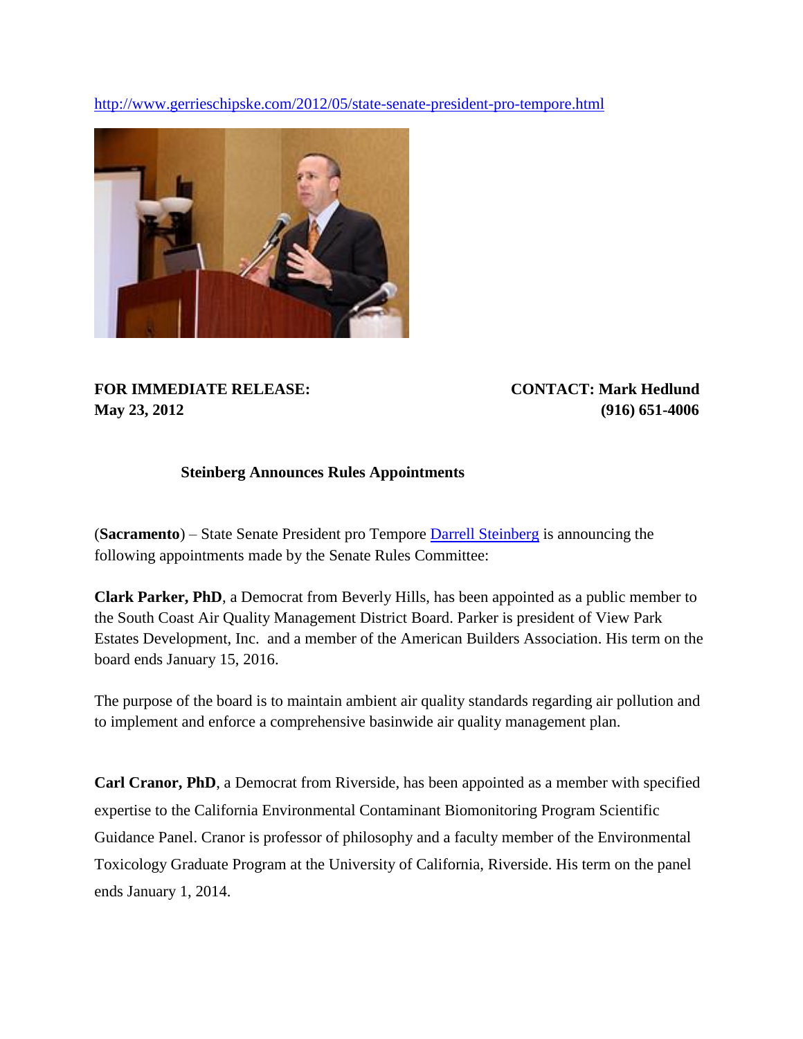http://www.gerrieschipske.com/2012/05/state-senate-president-pro-tempore.html

**FOR IMMEDIATE RELEASE:**
**May 23, 2012**

**CONTACT: Mark Hedlund**
**(916) 651-4006**

**Steinberg Announces Rules Appointments**

(**Sacramento**) – State Senate President pro Tempore Darrell Steinberg is announcing the following appointments made by the Senate Rules Committee:

**Clark Parker, PhD**, a Democrat from Beverly Hills, has been appointed as a public member to the South Coast Air Quality Management District Board. Parker is president of View Park Estates Development, Inc. and a member of the American Builders Association. His term on the board ends January 15, 2016.

The purpose of the board is to maintain ambient air quality standards regarding air pollution and to implement and enforce a comprehensive basinwide air quality management plan.

**Carl Cranor, PhD**, a Democrat from Riverside, has been appointed as a member with specified expertise to the California Environmental Contaminant Biomonitoring Program Scientific Guidance Panel. Cranor is professor of philosophy and a faculty member of the Environmental Toxicology Graduate Program at the University of California, Riverside. His term on the panel ends January 1, 2014.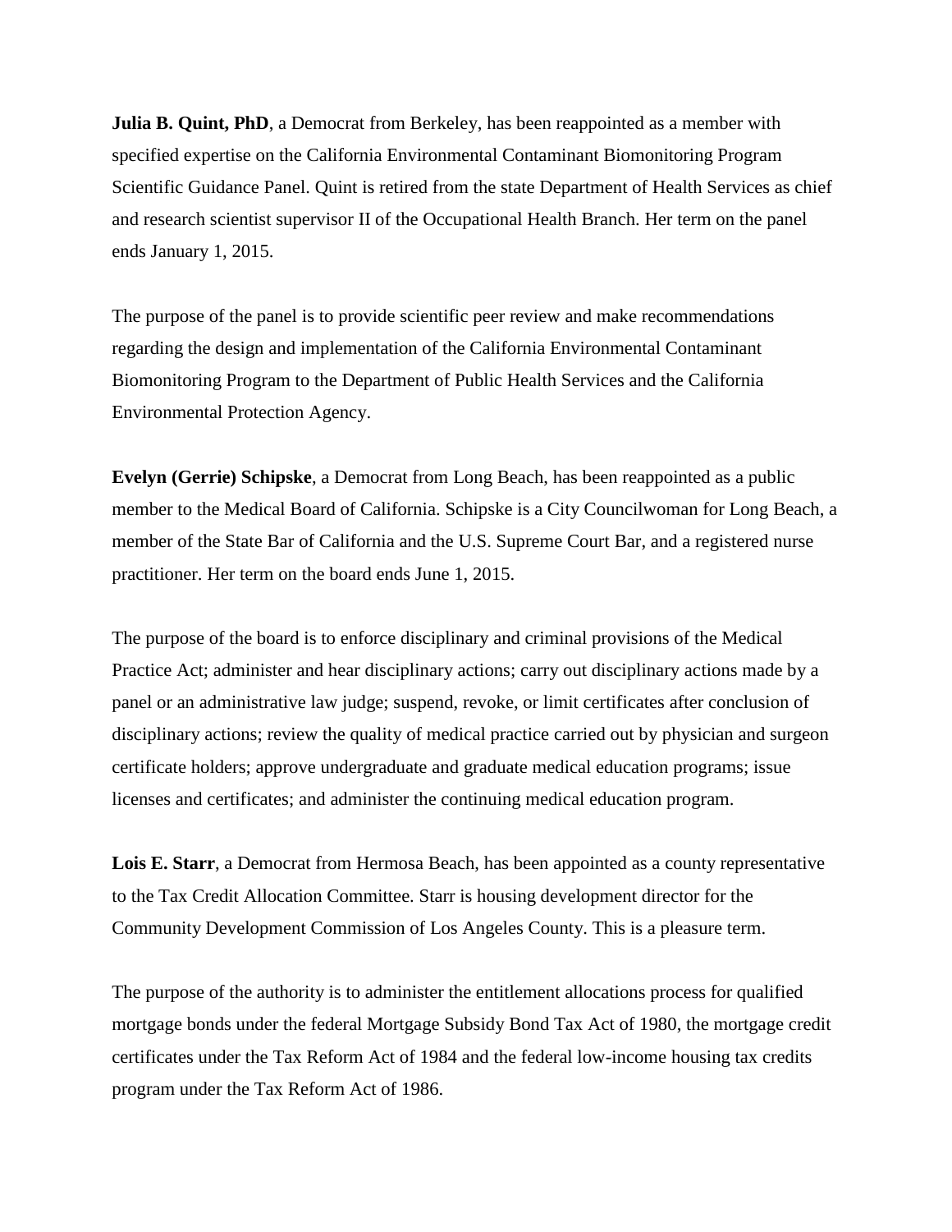**Julia B. Quint, PhD**, a Democrat from Berkeley, has been reappointed as a member with specified expertise on the California Environmental Contaminant Biomonitoring Program Scientific Guidance Panel. Quint is retired from the state Department of Health Services as chief and research scientist supervisor II of the Occupational Health Branch. Her term on the panel ends January 1, 2015.

The purpose of the panel is to provide scientific peer review and make recommendations regarding the design and implementation of the California Environmental Contaminant Biomonitoring Program to the Department of Public Health Services and the California Environmental Protection Agency.

**Evelyn (Gerrie) Schipske**, a Democrat from Long Beach, has been reappointed as a public member to the Medical Board of California. Schipske is a City Councilwoman for Long Beach, a member of the State Bar of California and the U.S. Supreme Court Bar, and a registered nurse practitioner. Her term on the board ends June 1, 2015.

The purpose of the board is to enforce disciplinary and criminal provisions of the Medical Practice Act; administer and hear disciplinary actions; carry out disciplinary actions made by a panel or an administrative law judge; suspend, revoke, or limit certificates after conclusion of disciplinary actions; review the quality of medical practice carried out by physician and surgeon certificate holders; approve undergraduate and graduate medical education programs; issue licenses and certificates; and administer the continuing medical education program.

**Lois E. Starr**, a Democrat from Hermosa Beach, has been appointed as a county representative to the Tax Credit Allocation Committee. Starr is housing development director for the Community Development Commission of Los Angeles County. This is a pleasure term.

The purpose of the authority is to administer the entitlement allocations process for qualified mortgage bonds under the federal Mortgage Subsidy Bond Tax Act of 1980, the mortgage credit certificates under the Tax Reform Act of 1984 and the federal low-income housing tax credits program under the Tax Reform Act of 1986.